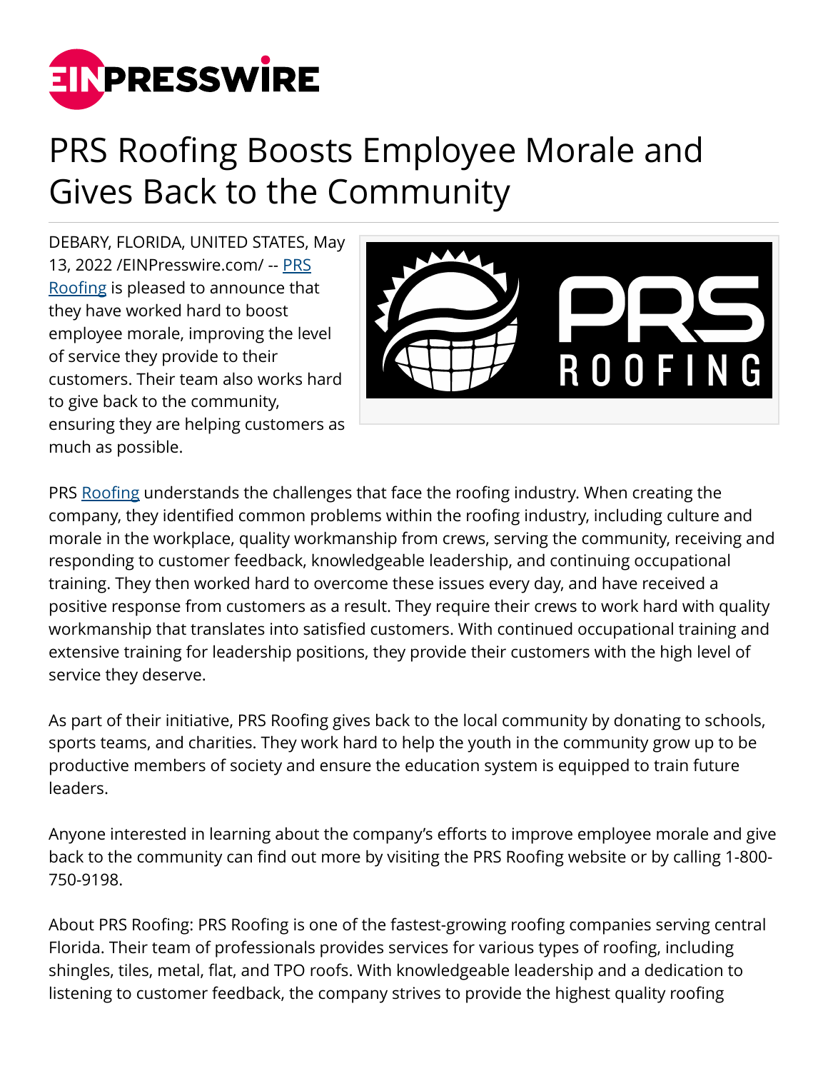# PRS Roofing Boosts Employee Morale and Gives Back to the Community

DEBARY, FLORIDA, UNITED STATES, May 13, 2022 /EINPresswire.com/ -- PRS Roofing is pleased to announce that they have worked hard to boost employee morale, improving the level of service they provide to their customers. Their team also works hard to give back to the community, ensuring they are helping customers as much as possible.

PRS Roofing understands the challenges that face the roofing industry. When creating the company, they identified common problems within the roofing industry, including culture and morale in the workplace, quality workmanship from crews, serving the community, receiving and responding to customer feedback, knowledgeable leadership, and continuing occupational training. They then worked hard to overcome these issues every day, and have received a positive response from customers as a result. They require their crews to work hard with quality workmanship that translates into satisfied customers. With continued occupational training and extensive training for leadership positions, they provide their customers with the high level of service they deserve.

As part of their initiative, PRS Roofing gives back to the local community by donating to schools, sports teams, and charities. They work hard to help the youth in the community grow up to be productive members of society and ensure the education system is equipped to train future leaders.

Anyone interested in learning about the company's efforts to improve employee morale and give back to the community can find out more by visiting the PRS Roofing website or by calling 1-800-750-9198.

About PRS Roofing: PRS Roofing is one of the fastest-growing roofing companies serving central Florida. Their team of professionals provides services for various types of roofing, including shingles, tiles, metal, flat, and TPO roofs. With knowledgeable leadership and a dedication to listening to customer feedback, the company strives to provide the highest quality roofing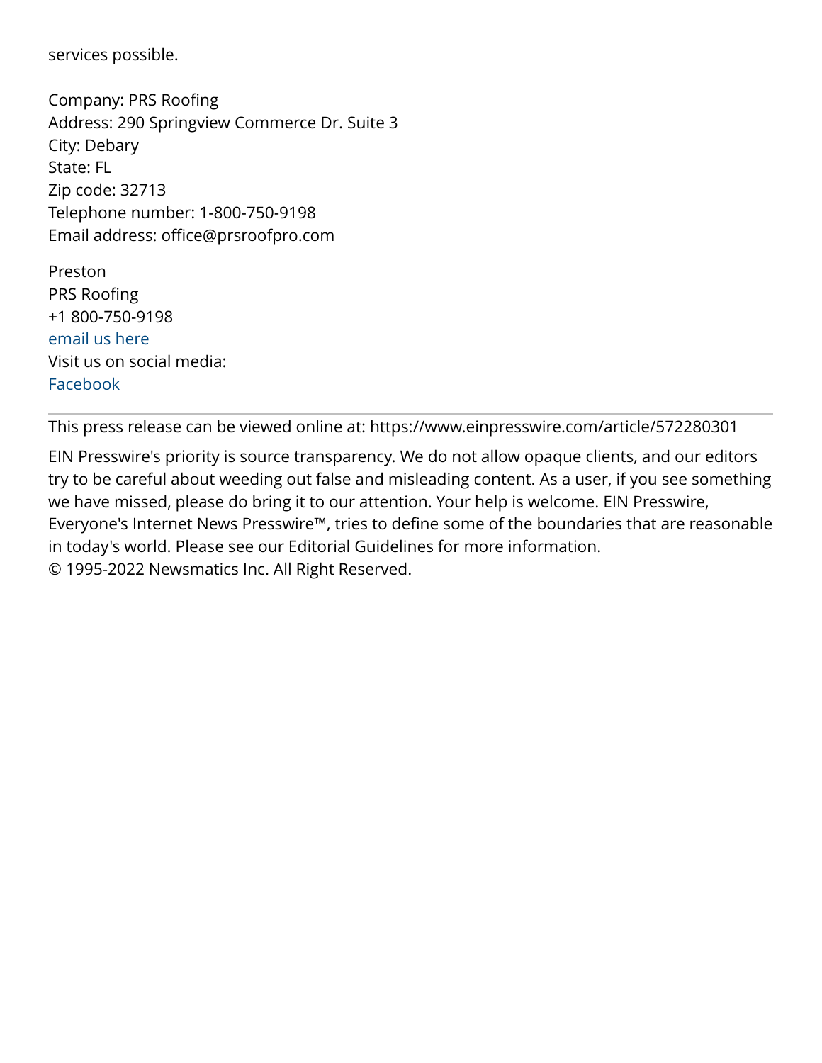services possible.

Company: PRS Roofing
Address: 290 Springview Commerce Dr. Suite 3
City: Debary
State: FL
Zip code: 32713
Telephone number: 1-800-750-9198
Email address: office@prsroofpro.com

Preston
PRS Roofing
+1 800-750-9198
email us here
Visit us on social media:
Facebook

---

This press release can be viewed online at: https://www.einpresswire.com/article/572280301

EIN Presswire's priority is source transparency. We do not allow opaque clients, and our editors try to be careful about weeding out false and misleading content. As a user, if you see something we have missed, please do bring it to our attention. Your help is welcome. EIN Presswire, Everyone's Internet News Presswire™, tries to define some of the boundaries that are reasonable in today's world. Please see our Editorial Guidelines for more information.
© 1995-2022 Newsmatics Inc. All Right Reserved.